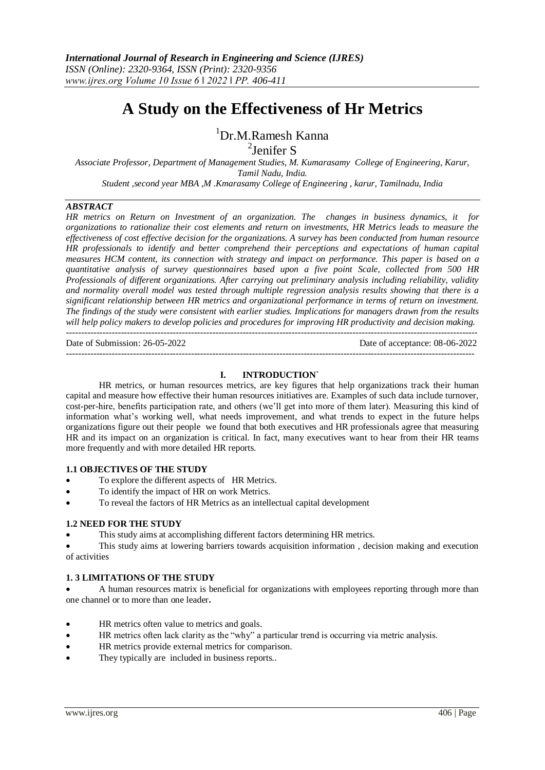# A Study on the Effectiveness of Hr Metrics

[1]Dr.M.Ramesh Kanna

[2]Jenifer S

*Associate Professor, Department of Management Studies, M. Kumarasamy College of Engineering, Karur, Tamil Nadu, India.*

*Student ,second year MBA ,M .Kmarasamy College of Engineering , karur, Tamilnadu, India*

## *ABSTRACT*

*HR metrics on Return on Investment of an organization. The changes in business dynamics, it for organizations to rationalize their cost elements and return on investments, HR Metrics leads to measure the effectiveness of cost effective decision for the organizations. A survey has been conducted from human resource HR professionals to identify and better comprehend their perceptions and expectations of human capital measures HCM content, its connection with strategy and impact on performance. This paper is based on a quantitative analysis of survey questionnaires based upon a five point Scale, collected from 500 HR Professionals of different organizations. After carrying out preliminary analysis including reliability, validity and normality overall model was tested through multiple regression analysis results showing that there is a significant relationship between HR metrics and organizational performance in terms of return on investment. The findings of the study were consistent with earlier studies. Implications for managers drawn from the results will help policy makers to develop policies and procedures for improving HR productivity and decision making.*

---

Date of Submission: 26-05-2022 Date of acceptance: 08-06-2022

---

## I. INTRODUCTION`

HR metrics, or human resources metrics, are key figures that help organizations track their human capital and measure how effective their human resources initiatives are. Examples of such data include turnover, cost-per-hire, benefits participation rate, and others (we'll get into more of them later). Measuring this kind of information what's working well, what needs improvement, and what trends to expect in the future helps organizations figure out their people we found that both executives and HR professionals agree that measuring HR and its impact on an organization is critical. In fact, many executives want to hear from their HR teams more frequently and with more detailed HR reports.

### 1.1 OBJECTIVES OF THE STUDY

- To explore the different aspects of HR Metrics.
- To identify the impact of HR on work Metrics.
- To reveal the factors of HR Metrics as an intellectual capital development

### 1.2 NEED FOR THE STUDY

- This study aims at accomplishing different factors determining HR metrics.
- This study aims at lowering barriers towards acquisition information , decision making and execution of activities

### 1. 3 LIMITATIONS OF THE STUDY

- A human resources matrix is beneficial for organizations with employees reporting through more than one channel or to more than one leader**.**
- HR metrics often value to metrics and goals.
- HR metrics often lack clarity as the "why" a particular trend is occurring via metric analysis.
- HR metrics provide external metrics for comparison.
- They typically are included in business reports..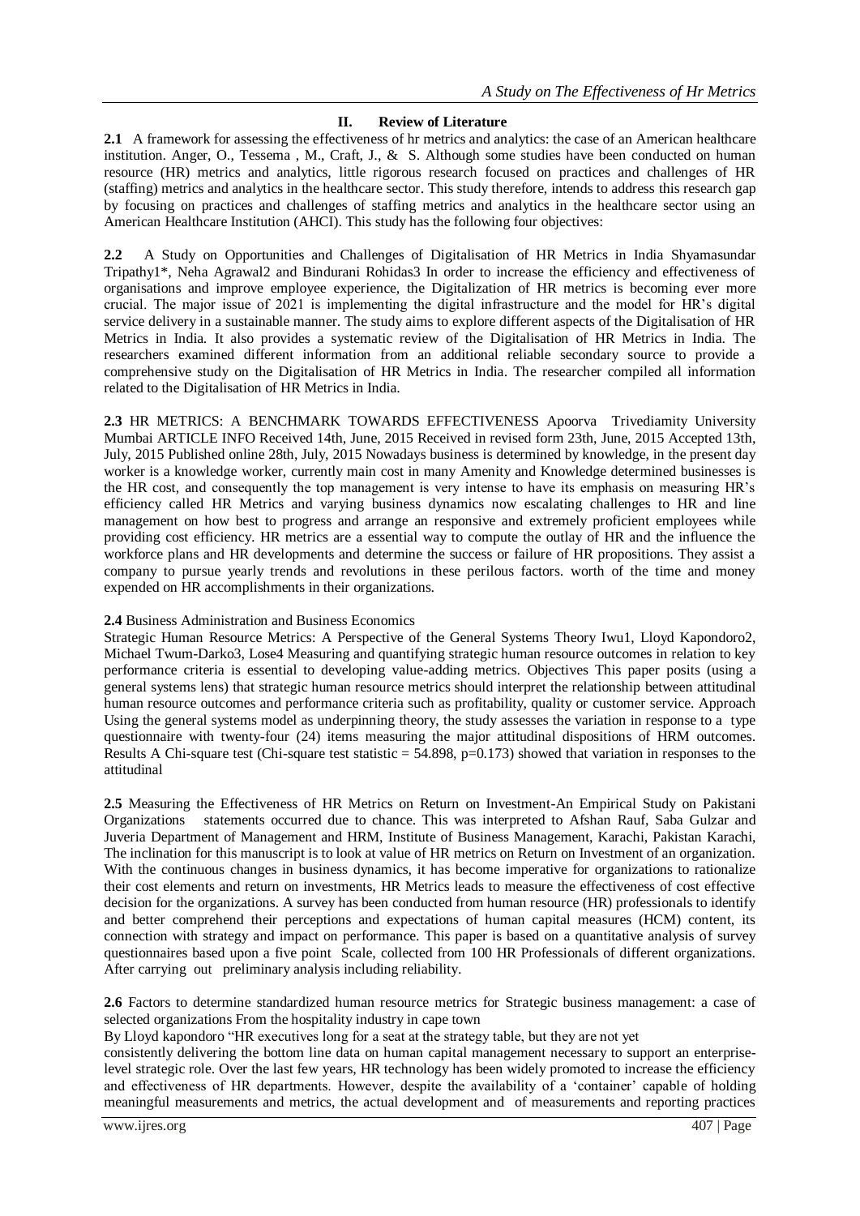## II. Review of Literature

**2.1** A framework for assessing the effectiveness of hr metrics and analytics: the case of an American healthcare institution. Anger, O., Tessema , M., Craft, J., & S. Although some studies have been conducted on human resource (HR) metrics and analytics, little rigorous research focused on practices and challenges of HR (staffing) metrics and analytics in the healthcare sector. This study therefore, intends to address this research gap by focusing on practices and challenges of staffing metrics and analytics in the healthcare sector using an American Healthcare Institution (AHCI). This study has the following four objectives:

**2.2** A Study on Opportunities and Challenges of Digitalisation of HR Metrics in India Shyamasundar Tripathy1*, Neha Agrawal2 and Bindurani Rohidas3 In order to increase the efficiency and effectiveness of organisations and improve employee experience, the Digitalization of HR metrics is becoming ever more crucial. The major issue of 2021 is implementing the digital infrastructure and the model for HR's digital service delivery in a sustainable manner. The study aims to explore different aspects of the Digitalisation of HR Metrics in India. It also provides a systematic review of the Digitalisation of HR Metrics in India. The researchers examined different information from an additional reliable secondary source to provide a comprehensive study on the Digitalisation of HR Metrics in India. The researcher compiled all information related to the Digitalisation of HR Metrics in India.

**2.3** HR METRICS: A BENCHMARK TOWARDS EFFECTIVENESS Apoorva Trivediamity University Mumbai ARTICLE INFO Received 14th, June, 2015 Received in revised form 23th, June, 2015 Accepted 13th, July, 2015 Published online 28th, July, 2015 Nowadays business is determined by knowledge, in the present day worker is a knowledge worker, currently main cost in many Amenity and Knowledge determined businesses is the HR cost, and consequently the top management is very intense to have its emphasis on measuring HR's efficiency called HR Metrics and varying business dynamics now escalating challenges to HR and line management on how best to progress and arrange an responsive and extremely proficient employees while providing cost efficiency. HR metrics are a essential way to compute the outlay of HR and the influence the workforce plans and HR developments and determine the success or failure of HR propositions. They assist a company to pursue yearly trends and revolutions in these perilous factors. worth of the time and money expended on HR accomplishments in their organizations.

**2.4** Business Administration and Business Economics

Strategic Human Resource Metrics: A Perspective of the General Systems Theory Iwu1, Lloyd Kapondoro2, Michael Twum-Darko3, Lose4 Measuring and quantifying strategic human resource outcomes in relation to key performance criteria is essential to developing value-adding metrics. Objectives This paper posits (using a general systems lens) that strategic human resource metrics should interpret the relationship between attitudinal human resource outcomes and performance criteria such as profitability, quality or customer service. Approach Using the general systems model as underpinning theory, the study assesses the variation in response to a type questionnaire with twenty-four (24) items measuring the major attitudinal dispositions of HRM outcomes. Results A Chi-square test (Chi-square test statistic = 54.898, p=0.173) showed that variation in responses to the attitudinal

**2.5** Measuring the Effectiveness of HR Metrics on Return on Investment-An Empirical Study on Pakistani Organizations statements occurred due to chance. This was interpreted to Afshan Rauf, Saba Gulzar and Juveria Department of Management and HRM, Institute of Business Management, Karachi, Pakistan Karachi, The inclination for this manuscript is to look at value of HR metrics on Return on Investment of an organization. With the continuous changes in business dynamics, it has become imperative for organizations to rationalize their cost elements and return on investments, HR Metrics leads to measure the effectiveness of cost effective decision for the organizations. A survey has been conducted from human resource (HR) professionals to identify and better comprehend their perceptions and expectations of human capital measures (HCM) content, its connection with strategy and impact on performance. This paper is based on a quantitative analysis of survey questionnaires based upon a five point Scale, collected from 100 HR Professionals of different organizations. After carrying out preliminary analysis including reliability.

**2.6** Factors to determine standardized human resource metrics for Strategic business management: a case of selected organizations From the hospitality industry in cape town

By Lloyd kapondoro "HR executives long for a seat at the strategy table, but they are not yet consistently delivering the bottom line data on human capital management necessary to support an enterprise-level strategic role. Over the last few years, HR technology has been widely promoted to increase the efficiency and effectiveness of HR departments. However, despite the availability of a 'container' capable of holding meaningful measurements and metrics, the actual development and of measurements and reporting practices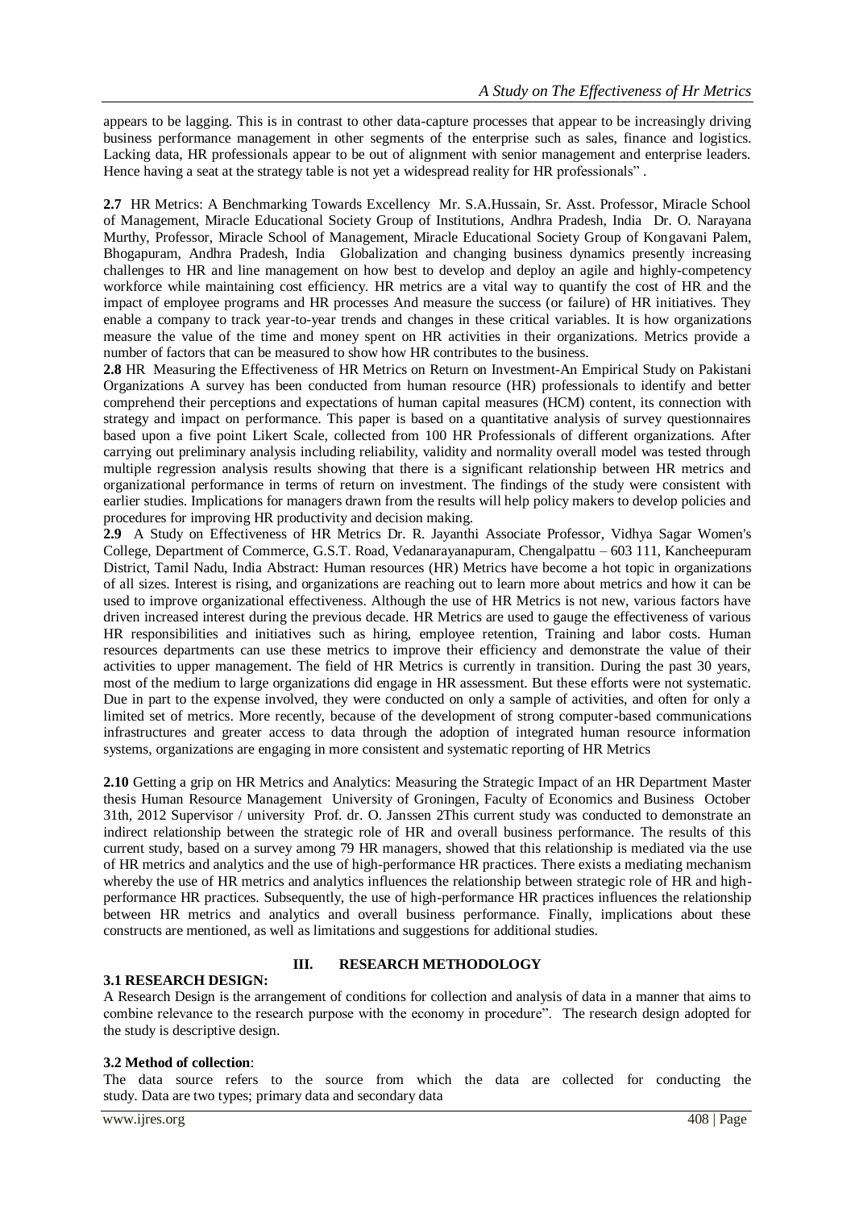appears to be lagging. This is in contrast to other data-capture processes that appear to be increasingly driving business performance management in other segments of the enterprise such as sales, finance and logistics. Lacking data, HR professionals appear to be out of alignment with senior management and enterprise leaders. Hence having a seat at the strategy table is not yet a widespread reality for HR professionals" .

**2.7** HR Metrics: A Benchmarking Towards Excellency Mr. S.A.Hussain, Sr. Asst. Professor, Miracle School of Management, Miracle Educational Society Group of Institutions, Andhra Pradesh, India Dr. O. Narayana Murthy, Professor, Miracle School of Management, Miracle Educational Society Group of Kongavani Palem, Bhogapuram, Andhra Pradesh, India Globalization and changing business dynamics presently increasing challenges to HR and line management on how best to develop and deploy an agile and highly-competency workforce while maintaining cost efficiency. HR metrics are a vital way to quantify the cost of HR and the impact of employee programs and HR processes And measure the success (or failure) of HR initiatives. They enable a company to track year-to-year trends and changes in these critical variables. It is how organizations measure the value of the time and money spent on HR activities in their organizations. Metrics provide a number of factors that can be measured to show how HR contributes to the business.

**2.8** HR Measuring the Effectiveness of HR Metrics on Return on Investment-An Empirical Study on Pakistani Organizations A survey has been conducted from human resource (HR) professionals to identify and better comprehend their perceptions and expectations of human capital measures (HCM) content, its connection with strategy and impact on performance. This paper is based on a quantitative analysis of survey questionnaires based upon a five point Likert Scale, collected from 100 HR Professionals of different organizations. After carrying out preliminary analysis including reliability, validity and normality overall model was tested through multiple regression analysis results showing that there is a significant relationship between HR metrics and organizational performance in terms of return on investment. The findings of the study were consistent with earlier studies. Implications for managers drawn from the results will help policy makers to develop policies and procedures for improving HR productivity and decision making.

**2.9** A Study on Effectiveness of HR Metrics Dr. R. Jayanthi Associate Professor, Vidhya Sagar Women's College, Department of Commerce, G.S.T. Road, Vedanarayanapuram, Chengalpattu – 603 111, Kancheepuram District, Tamil Nadu, India Abstract: Human resources (HR) Metrics have become a hot topic in organizations of all sizes. Interest is rising, and organizations are reaching out to learn more about metrics and how it can be used to improve organizational effectiveness. Although the use of HR Metrics is not new, various factors have driven increased interest during the previous decade. HR Metrics are used to gauge the effectiveness of various HR responsibilities and initiatives such as hiring, employee retention, Training and labor costs. Human resources departments can use these metrics to improve their efficiency and demonstrate the value of their activities to upper management. The field of HR Metrics is currently in transition. During the past 30 years, most of the medium to large organizations did engage in HR assessment. But these efforts were not systematic. Due in part to the expense involved, they were conducted on only a sample of activities, and often for only a limited set of metrics. More recently, because of the development of strong computer-based communications infrastructures and greater access to data through the adoption of integrated human resource information systems, organizations are engaging in more consistent and systematic reporting of HR Metrics

**2.10** Getting a grip on HR Metrics and Analytics: Measuring the Strategic Impact of an HR Department Master thesis Human Resource Management University of Groningen, Faculty of Economics and Business October 31th, 2012 Supervisor / university Prof. dr. O. Janssen 2This current study was conducted to demonstrate an indirect relationship between the strategic role of HR and overall business performance. The results of this current study, based on a survey among 79 HR managers, showed that this relationship is mediated via the use of HR metrics and analytics and the use of high-performance HR practices. There exists a mediating mechanism whereby the use of HR metrics and analytics influences the relationship between strategic role of HR and high-performance HR practices. Subsequently, the use of high-performance HR practices influences the relationship between HR metrics and analytics and overall business performance. Finally, implications about these constructs are mentioned, as well as limitations and suggestions for additional studies.

## III. RESEARCH METHODOLOGY

### 3.1 RESEARCH DESIGN:

A Research Design is the arrangement of conditions for collection and analysis of data in a manner that aims to combine relevance to the research purpose with the economy in procedure". The research design adopted for the study is descriptive design.

### 3.2 Method of collection:

The data source refers to the source from which the data are collected for conducting the study. Data are two types; primary data and secondary data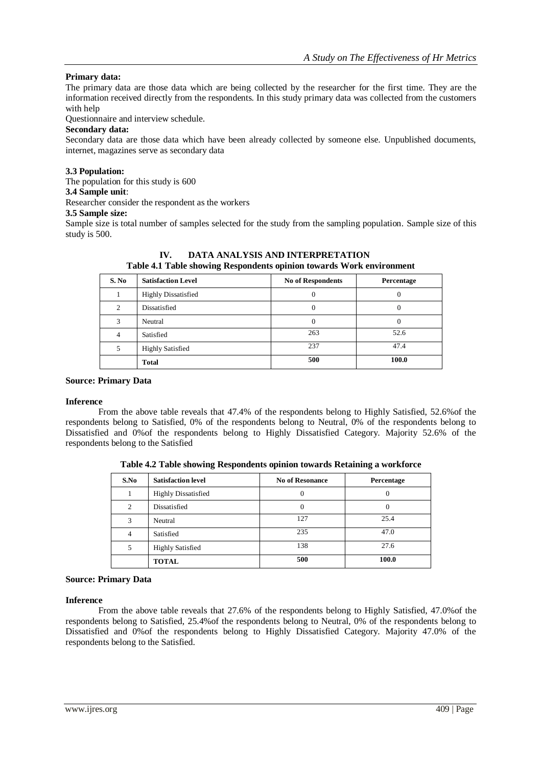**Primary data:**

The primary data are those data which are being collected by the researcher for the first time. They are the information received directly from the respondents. In this study primary data was collected from the customers with help

Questionnaire and interview schedule.

**Secondary data:**

Secondary data are those data which have been already collected by someone else. Unpublished documents, internet, magazines serve as secondary data

**3.3 Population:**

The population for this study is 600

**3.4 Sample unit**:

Researcher consider the respondent as the workers

**3.5 Sample size:**

Sample size is total number of samples selected for the study from the sampling population. Sample size of this study is 500.

## IV. DATA ANALYSIS AND INTERPRETATION

**Table 4.1 Table showing Respondents opinion towards Work environment**

| S. No | Satisfaction Level | No of Respondents | Percentage |
|---|---|---|---|
| 1 | Highly Dissatisfied | 0 | 0 |
| 2 | Dissatisfied | 0 | 0 |
| 3 | Neutral | 0 | 0 |
| 4 | Satisfied | 263 | 52.6 |
| 5 | Highly Satisfied | 237 | 47.4 |
| | **Total** | **500** | **100.0** |

**Source: Primary Data**

**Inference**

From the above table reveals that 47.4% of the respondents belong to Highly Satisfied, 52.6%of the respondents belong to Satisfied, 0% of the respondents belong to Neutral, 0% of the respondents belong to Dissatisfied and 0%of the respondents belong to Highly Dissatisfied Category. Majority 52.6% of the respondents belong to the Satisfied

**Table 4.2 Table showing Respondents opinion towards Retaining a workforce**

| S.No | Satisfaction level | No of Resonance | Percentage |
|---|---|---|---|
| 1 | Highly Dissatisfied | 0 | 0 |
| 2 | Dissatisfied | 0 | 0 |
| 3 | Neutral | 127 | 25.4 |
| 4 | Satisfied | 235 | 47.0 |
| 5 | Highly Satisfied | 138 | 27.6 |
| | **TOTAL** | **500** | **100.0** |

**Source: Primary Data**

**Inference**

From the above table reveals that 27.6% of the respondents belong to Highly Satisfied, 47.0%of the respondents belong to Satisfied, 25.4%of the respondents belong to Neutral, 0% of the respondents belong to Dissatisfied and 0%of the respondents belong to Highly Dissatisfied Category. Majority 47.0% of the respondents belong to the Satisfied.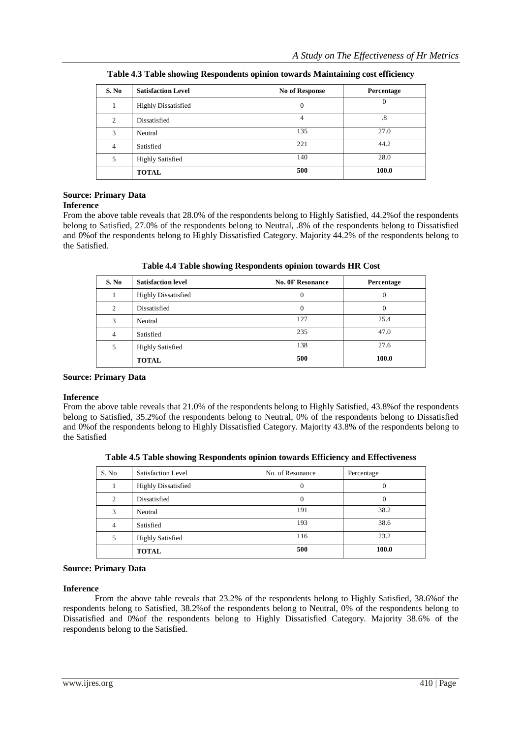**Table 4.3 Table showing Respondents opinion towards Maintaining cost efficiency**

| S. No | Satisfaction Level | No of Response | Percentage |
|---|---|---|---|
| 1 | Highly Dissatisfied | 0 | 0 |
| 2 | Dissatisfied | 4 | .8 |
| 3 | Neutral | 135 | 27.0 |
| 4 | Satisfied | 221 | 44.2 |
| 5 | Highly Satisfied | 140 | 28.0 |
| | **TOTAL** | **500** | **100.0** |

**Source: Primary Data**

**Inference**

From the above table reveals that 28.0% of the respondents belong to Highly Satisfied, 44.2%of the respondents belong to Satisfied, 27.0% of the respondents belong to Neutral, .8% of the respondents belong to Dissatisfied and 0%of the respondents belong to Highly Dissatisfied Category. Majority 44.2% of the respondents belong to the Satisfied.

**Table 4.4 Table showing Respondents opinion towards HR Cost**

| S. No | Satisfaction level | No. 0F Resonance | Percentage |
|---|---|---|---|
| 1 | Highly Dissatisfied | 0 | 0 |
| 2 | Dissatisfied | 0 | 0 |
| 3 | Neutral | 127 | 25.4 |
| 4 | Satisfied | 235 | 47.0 |
| 5 | Highly Satisfied | 138 | 27.6 |
| | **TOTAL** | **500** | **100.0** |

**Source: Primary Data**

**Inference**

From the above table reveals that 21.0% of the respondents belong to Highly Satisfied, 43.8%of the respondents belong to Satisfied, 35.2%of the respondents belong to Neutral, 0% of the respondents belong to Dissatisfied and 0%of the respondents belong to Highly Dissatisfied Category. Majority 43.8% of the respondents belong to the Satisfied

**Table 4.5 Table showing Respondents opinion towards Efficiency and Effectiveness**

| S. No | Satisfaction Level | No. of Resonance | Percentage |
|---|---|---|---|
| 1 | Highly Dissatisfied | 0 | 0 |
| 2 | Dissatisfied | 0 | 0 |
| 3 | Neutral | 191 | 38.2 |
| 4 | Satisfied | 193 | 38.6 |
| 5 | Highly Satisfied | 116 | 23.2 |
| | **TOTAL** | **500** | **100.0** |

**Source: Primary Data**

**Inference**

From the above table reveals that 23.2% of the respondents belong to Highly Satisfied, 38.6%of the respondents belong to Satisfied, 38.2%of the respondents belong to Neutral, 0% of the respondents belong to Dissatisfied and 0%of the respondents belong to Highly Dissatisfied Category. Majority 38.6% of the respondents belong to the Satisfied.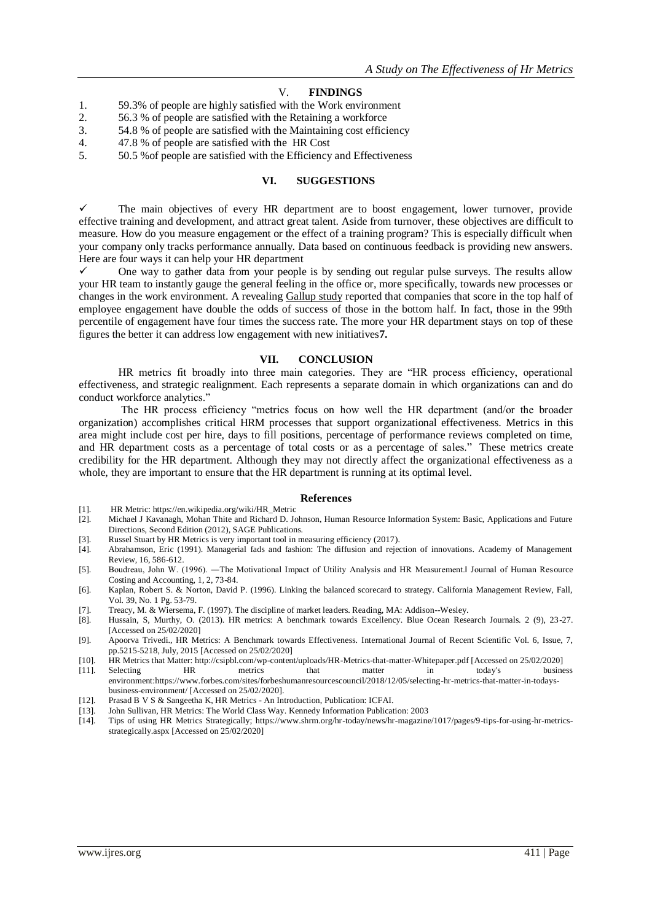## V. FINDINGS

1. 59.3% of people are highly satisfied with the Work environment
2. 56.3 % of people are satisfied with the Retaining a workforce
3. 54.8 % of people are satisfied with the Maintaining cost efficiency
4. 47.8 % of people are satisfied with the HR Cost
5. 50.5 %of people are satisfied with the Efficiency and Effectiveness

## VI. SUGGESTIONS

✓ The main objectives of every HR department are to boost engagement, lower turnover, provide effective training and development, and attract great talent. Aside from turnover, these objectives are difficult to measure. How do you measure engagement or the effect of a training program? This is especially difficult when your company only tracks performance annually. Data based on continuous feedback is providing new answers. Here are four ways it can help your HR department

✓ One way to gather data from your people is by sending out regular pulse surveys. The results allow your HR team to instantly gauge the general feeling in the office or, more specifically, towards new processes or changes in the work environment. A revealing Gallup study reported that companies that score in the top half of employee engagement have double the odds of success of those in the bottom half. In fact, those in the 99th percentile of engagement have four times the success rate. The more your HR department stays on top of these figures the better it can address low engagement with new initiatives**7.**

## VII. CONCLUSION

HR metrics fit broadly into three main categories. They are "HR process efficiency, operational effectiveness, and strategic realignment. Each represents a separate domain in which organizations can and do conduct workforce analytics."

The HR process efficiency "metrics focus on how well the HR department (and/or the broader organization) accomplishes critical HRM processes that support organizational effectiveness. Metrics in this area might include cost per hire, days to fill positions, percentage of performance reviews completed on time, and HR department costs as a percentage of total costs or as a percentage of sales." These metrics create credibility for the HR department. Although they may not directly affect the organizational effectiveness as a whole, they are important to ensure that the HR department is running at its optimal level.

## References

[1]. HR Metric: https://en.wikipedia.org/wiki/HR_Metric

[2]. Michael J Kavanagh, Mohan Thite and Richard D. Johnson, Human Resource Information System: Basic, Applications and Future Directions, Second Edition (2012), SAGE Publications.

[3]. Russel Stuart by HR Metrics is very important tool in measuring efficiency (2017).

[4]. Abrahamson, Eric (1991). Managerial fads and fashion: The diffusion and rejection of innovations. Academy of Management Review, 16, 586-612.

[5]. Boudreau, John W. (1996). ―The Motivational Impact of Utility Analysis and HR Measurement.‖ Journal of Human Resource Costing and Accounting, 1, 2, 73-84.

[6]. Kaplan, Robert S. & Norton, David P. (1996). Linking the balanced scorecard to strategy. California Management Review, Fall, Vol. 39, No. 1 Pg. 53-79.

[7]. Treacy, M. & Wiersema, F. (1997). The discipline of market leaders. Reading, MA: Addison--Wesley.

[8]. Hussain, S, Murthy, O. (2013). HR metrics: A benchmark towards Excellency. Blue Ocean Research Journals. 2 (9), 23-27. [Accessed on 25/02/2020]

[9]. Apoorva Trivedi., HR Metrics: A Benchmark towards Effectiveness. International Journal of Recent Scientific Vol. 6, Issue, 7, pp.5215-5218, July, 2015 [Accessed on 25/02/2020]

[10]. HR Metrics that Matter: http://csipbl.com/wp-content/uploads/HR-Metrics-that-matter-Whitepaper.pdf [Accessed on 25/02/2020]

[11]. Selecting HR metrics that matter in today's business environment:https://www.forbes.com/sites/forbeshumanresourcescouncil/2018/12/05/selecting-hr-metrics-that-matter-in-todays-business-environment/ [Accessed on 25/02/2020].

[12]. Prasad B V S & Sangeetha K, HR Metrics - An Introduction, Publication: ICFAI.

[13]. John Sullivan, HR Metrics: The World Class Way. Kennedy Information Publication: 2003

[14]. Tips of using HR Metrics Strategically; https://www.shrm.org/hr-today/news/hr-magazine/1017/pages/9-tips-for-using-hr-metrics-strategically.aspx [Accessed on 25/02/2020]